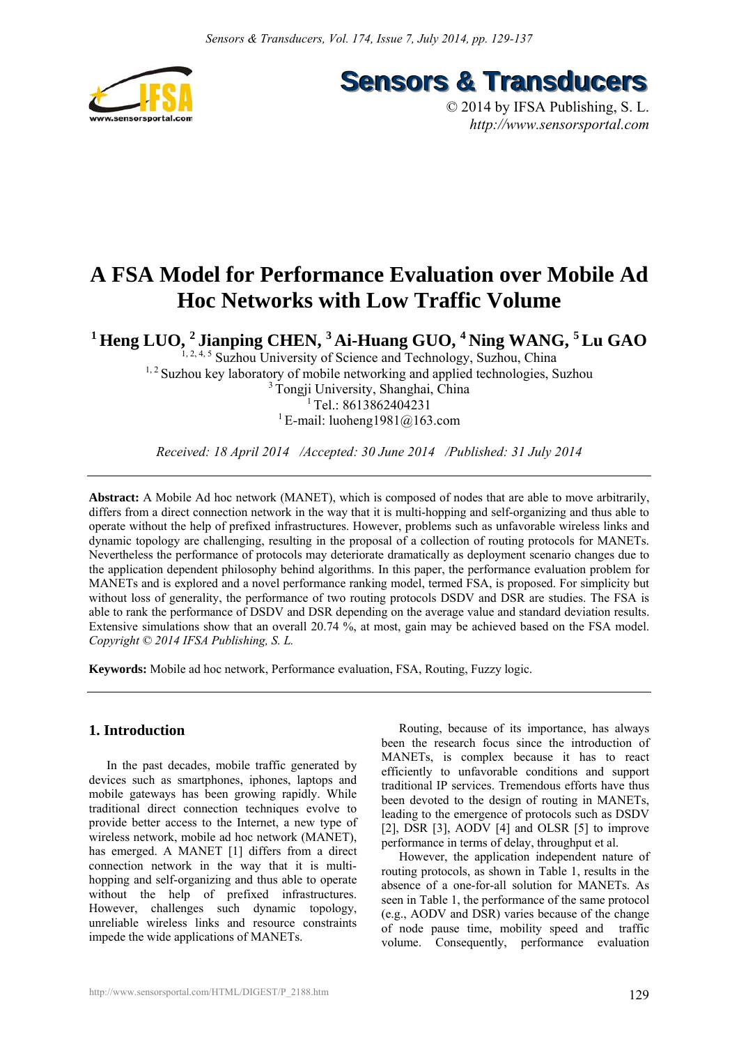# A FSA Model for Performance Evaluation over Mobile Ad Hoc Networks with Low Traffic Volume

**[1] Heng LUO, [2] Jianping CHEN, [3] Ai-Huang GUO, [4] Ning WANG, [5] Lu GAO**

[1, 2, 4, 5] Suzhou University of Science and Technology, Suzhou, China
[1, 2] Suzhou key laboratory of mobile networking and applied technologies, Suzhou
[3] Tongji University, Shanghai, China
[1] Tel.: 8613862404231
[1] E-mail: luoheng1981@163.com

*Received: 18 April 2014 /Accepted: 30 June 2014 /Published: 31 July 2014*

**Abstract:** A Mobile Ad hoc network (MANET), which is composed of nodes that are able to move arbitrarily, differs from a direct connection network in the way that it is multi-hopping and self-organizing and thus able to operate without the help of prefixed infrastructures. However, problems such as unfavorable wireless links and dynamic topology are challenging, resulting in the proposal of a collection of routing protocols for MANETs. Nevertheless the performance of protocols may deteriorate dramatically as deployment scenario changes due to the application dependent philosophy behind algorithms. In this paper, the performance evaluation problem for MANETs and is explored and a novel performance ranking model, termed FSA, is proposed. For simplicity but without loss of generality, the performance of two routing protocols DSDV and DSR are studies. The FSA is able to rank the performance of DSDV and DSR depending on the average value and standard deviation results. Extensive simulations show that an overall 20.74 %, at most, gain may be achieved based on the FSA model. *Copyright © 2014 IFSA Publishing, S. L.*

**Keywords:** Mobile ad hoc network, Performance evaluation, FSA, Routing, Fuzzy logic.

## 1. Introduction

In the past decades, mobile traffic generated by devices such as smartphones, iphones, laptops and mobile gateways has been growing rapidly. While traditional direct connection techniques evolve to provide better access to the Internet, a new type of wireless network, mobile ad hoc network (MANET), has emerged. A MANET [1] differs from a direct connection network in the way that it is multi-hopping and self-organizing and thus able to operate without the help of prefixed infrastructures. However, challenges such dynamic topology, unreliable wireless links and resource constraints impede the wide applications of MANETs.

Routing, because of its importance, has always been the research focus since the introduction of MANETs, is complex because it has to react efficiently to unfavorable conditions and support traditional IP services. Tremendous efforts have thus been devoted to the design of routing in MANETs, leading to the emergence of protocols such as DSDV [2], DSR [3], AODV [4] and OLSR [5] to improve performance in terms of delay, throughput et al.

However, the application independent nature of routing protocols, as shown in Table 1, results in the absence of a one-for-all solution for MANETs. As seen in Table 1, the performance of the same protocol (e.g., AODV and DSR) varies because of the change of node pause time, mobility speed and traffic volume. Consequently, performance evaluation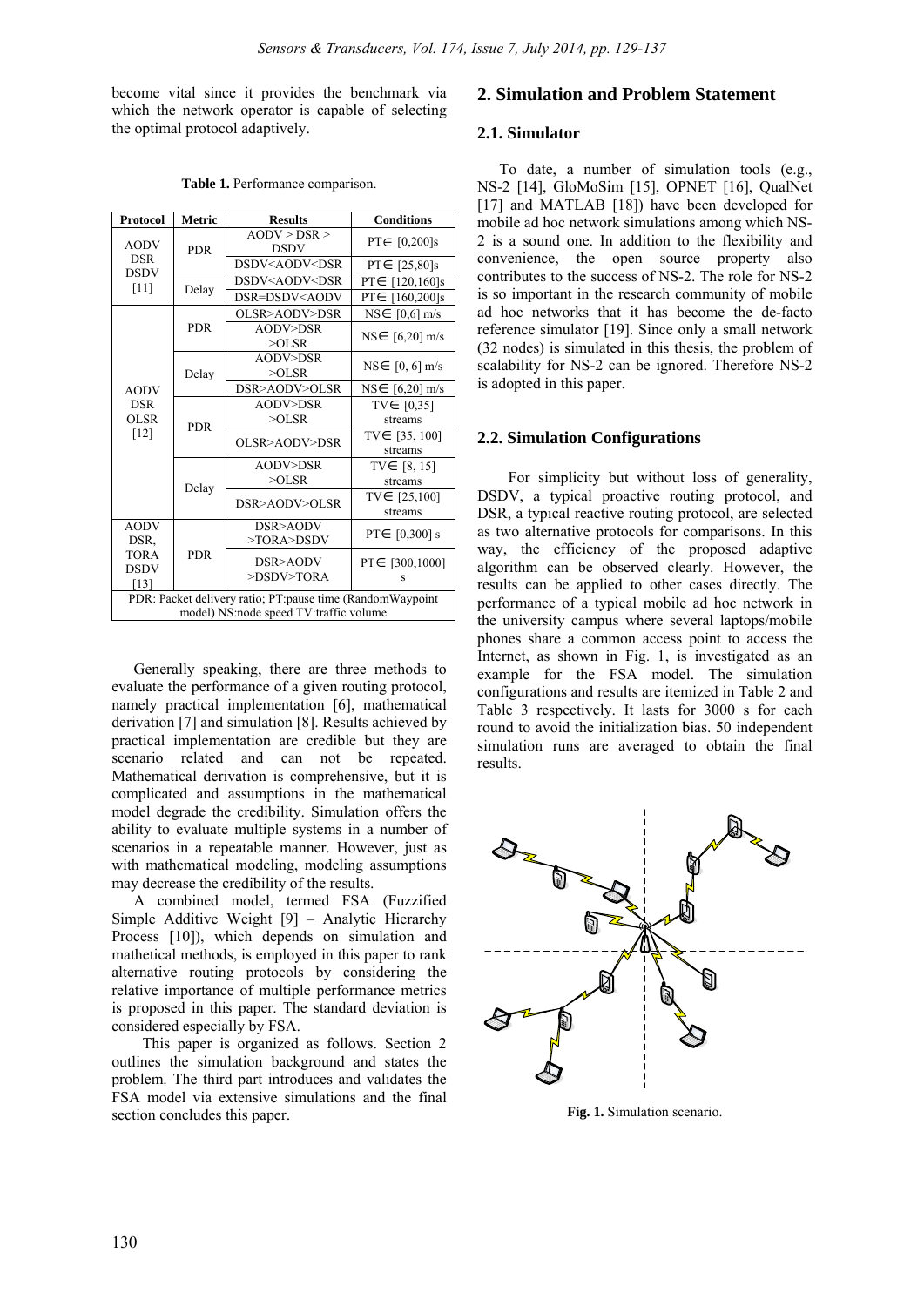become vital since it provides the benchmark via which the network operator is capable of selecting the optimal protocol adaptively.

**Table 1.** Performance comparison.

| Protocol | Metric | Results | Conditions |
|---|---|---|---|
| AODV DSR DSDV [11] | PDR | AODV > DSR > DSDV | PT∈ [0,200]s |
| | | DSDV<AODV<DSR | PT∈ [25,80]s |
| | Delay | DSDV<AODV<DSR | PT∈ [120,160]s |
| | | DSR=DSDV<AODV | PT∈ [160,200]s |
| AODV DSR OLSR [12] | PDR | OLSR>AODV>DSR | NS∈ [0,6] m/s |
| | | AODV>DSR >OLSR | NS∈ [6,20] m/s |
| | Delay | AODV>DSR >OLSR | NS∈ [0, 6] m/s |
| | | DSR>AODV>OLSR | NS∈ [6,20] m/s |
| | PDR | AODV>DSR >OLSR | TV∈ [0,35] streams |
| | | OLSR>AODV>DSR | TV∈ [35, 100] streams |
| | Delay | AODV>DSR >OLSR | TV∈ [8, 15] streams |
| | | DSR>AODV>OLSR | TV∈ [25,100] streams |
| AODV DSR, TORA DSDV [13] | PDR | DSR>AODV >TORA>DSDV | PT∈ [0,300] s |
| | | DSR>AODV >DSDV>TORA | PT∈ [300,1000] s |

PDR: Packet delivery ratio; PT:pause time (RandomWaypoint model) NS:node speed TV:traffic volume

Generally speaking, there are three methods to evaluate the performance of a given routing protocol, namely practical implementation [6], mathematical derivation [7] and simulation [8]. Results achieved by practical implementation are credible but they are scenario related and can not be repeated. Mathematical derivation is comprehensive, but it is complicated and assumptions in the mathematical model degrade the credibility. Simulation offers the ability to evaluate multiple systems in a number of scenarios in a repeatable manner. However, just as with mathematical modeling, modeling assumptions may decrease the credibility of the results.

A combined model, termed FSA (Fuzzified Simple Additive Weight [9] – Analytic Hierarchy Process [10]), which depends on simulation and mathetical methods, is employed in this paper to rank alternative routing protocols by considering the relative importance of multiple performance metrics is proposed in this paper. The standard deviation is considered especially by FSA.

This paper is organized as follows. Section 2 outlines the simulation background and states the problem. The third part introduces and validates the FSA model via extensive simulations and the final section concludes this paper.

## 2. Simulation and Problem Statement

### 2.1. Simulator

To date, a number of simulation tools (e.g., NS-2 [14], GloMoSim [15], OPNET [16], QualNet [17] and MATLAB [18]) have been developed for mobile ad hoc network simulations among which NS-2 is a sound one. In addition to the flexibility and convenience, the open source property also contributes to the success of NS-2. The role for NS-2 is so important in the research community of mobile ad hoc networks that it has become the de-facto reference simulator [19]. Since only a small network (32 nodes) is simulated in this thesis, the problem of scalability for NS-2 can be ignored. Therefore NS-2 is adopted in this paper.

### 2.2. Simulation Configurations

For simplicity but without loss of generality, DSDV, a typical proactive routing protocol, and DSR, a typical reactive routing protocol, are selected as two alternative protocols for comparisons. In this way, the efficiency of the proposed adaptive algorithm can be observed clearly. However, the results can be applied to other cases directly. The performance of a typical mobile ad hoc network in the university campus where several laptops/mobile phones share a common access point to access the Internet, as shown in Fig. 1, is investigated as an example for the FSA model. The simulation configurations and results are itemized in Table 2 and Table 3 respectively. It lasts for 3000 s for each round to avoid the initialization bias. 50 independent simulation runs are averaged to obtain the final results.

**Fig. 1.** Simulation scenario.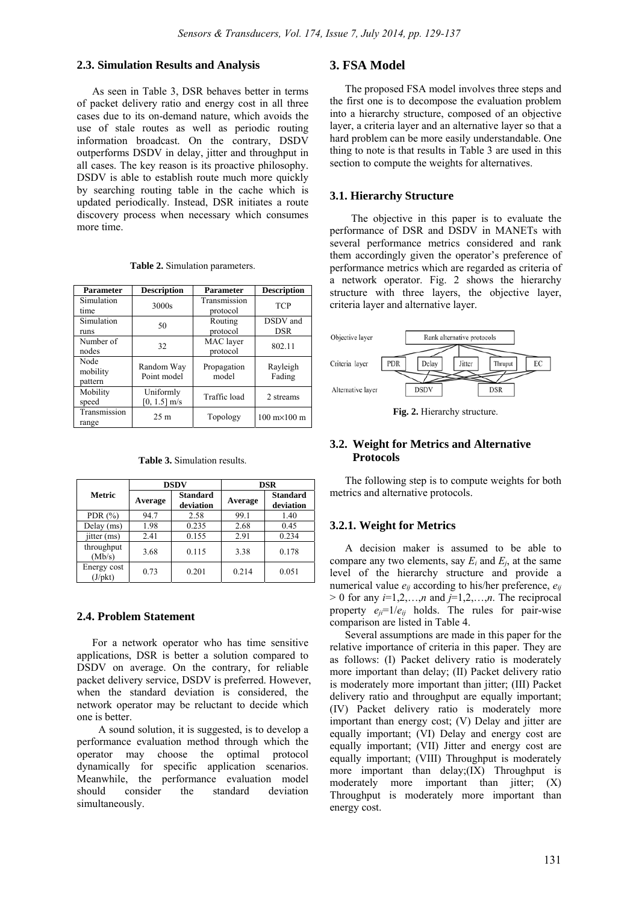### 2.3. Simulation Results and Analysis

As seen in Table 3, DSR behaves better in terms of packet delivery ratio and energy cost in all three cases due to its on-demand nature, which avoids the use of stale routes as well as periodic routing information broadcast. On the contrary, DSDV outperforms DSDV in delay, jitter and throughput in all cases. The key reason is its proactive philosophy. DSDV is able to establish route much more quickly by searching routing table in the cache which is updated periodically. Instead, DSR initiates a route discovery process when necessary which consumes more time.

**Table 2.** Simulation parameters.

| Parameter | Description | Parameter | Description |
| --- | --- | --- | --- |
| Simulation time | 3000s | Transmission protocol | TCP |
| Simulation runs | 50 | Routing protocol | DSDV and DSR |
| Number of nodes | 32 | MAC layer protocol | 802.11 |
| Node mobility pattern | Random Way Point model | Propagation model | Rayleigh Fading |
| Mobility speed | Uniformly [0, 1.5] m/s | Traffic load | 2 streams |
| Transmission range | 25 m | Topology | 100 m×100 m |

**Table 3.** Simulation results.

| Metric | DSDV | | DSR | |
| --- | --- | --- | --- | --- |
| | Average | Standard deviation | Average | Standard deviation |
| PDR (%) | 94.7 | 2.58 | 99.1 | 1.40 |
| Delay (ms) | 1.98 | 0.235 | 2.68 | 0.45 |
| jitter (ms) | 2.41 | 0.155 | 2.91 | 0.234 |
| throughput (Mb/s) | 3.68 | 0.115 | 3.38 | 0.178 |
| Energy cost (J/pkt) | 0.73 | 0.201 | 0.214 | 0.051 |

### 2.4. Problem Statement

For a network operator who has time sensitive applications, DSR is better a solution compared to DSDV on average. On the contrary, for reliable packet delivery service, DSDV is preferred. However, when the standard deviation is considered, the network operator may be reluctant to decide which one is better.

A sound solution, it is suggested, is to develop a performance evaluation method through which the operator may choose the optimal protocol dynamically for specific application scenarios. Meanwhile, the performance evaluation model should consider the standard deviation simultaneously.

## 3. FSA Model

The proposed FSA model involves three steps and the first one is to decompose the evaluation problem into a hierarchy structure, composed of an objective layer, a criteria layer and an alternative layer so that a hard problem can be more easily understandable. One thing to note is that results in Table 3 are used in this section to compute the weights for alternatives.

### 3.1. Hierarchy Structure

The objective in this paper is to evaluate the performance of DSR and DSDV in MANETs with several performance metrics considered and rank them accordingly given the operator's preference of performance metrics which are regarded as criteria of a network operator. Fig. 2 shows the hierarchy structure with three layers, the objective layer, criteria layer and alternative layer.

Objective layer: Rank alternative protocols
Criteria layer: PDR, Delay, Jitter, Thruput, EC
Alternative layer: DSDV, DSR

**Fig. 2.** Hierarchy structure.

### 3.2. Weight for Metrics and Alternative Protocols

The following step is to compute weights for both metrics and alternative protocols.

#### 3.2.1. Weight for Metrics

A decision maker is assumed to be able to compare any two elements, say $E_i$ and $E_j$, at the same level of the hierarchy structure and provide a numerical value $e_{ij}$ according to his/her preference, $e_{ij} > 0$ for any $i$=1,2,…,$n$ and $j$=1,2,…,$n$. The reciprocal property $e_{ji}$=1/$e_{ij}$ holds. The rules for pair-wise comparison are listed in Table 4.

Several assumptions are made in this paper for the relative importance of criteria in this paper. They are as follows: (I) Packet delivery ratio is moderately more important than delay; (II) Packet delivery ratio is moderately more important than jitter; (III) Packet delivery ratio and throughput are equally important; (IV) Packet delivery ratio is moderately more important than energy cost; (V) Delay and jitter are equally important; (VI) Delay and energy cost are equally important; (VII) Jitter and energy cost are equally important; (VIII) Throughput is moderately more important than delay;(IX) Throughput is moderately more important than jitter; (X) Throughput is moderately more important than energy cost.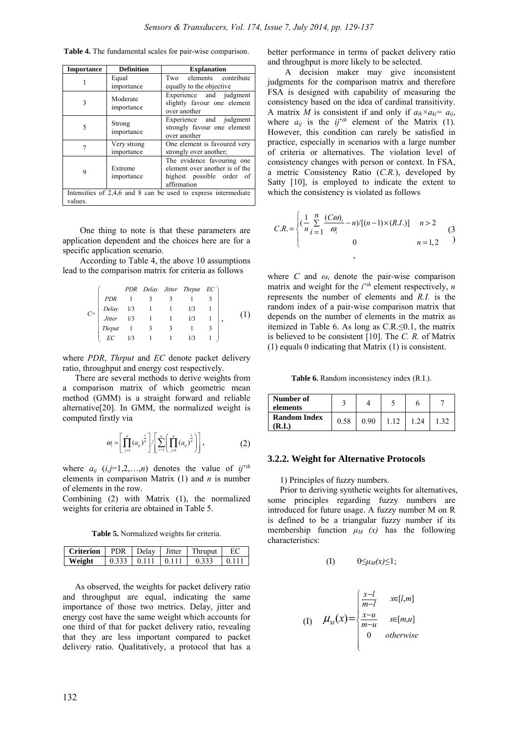**Table 4.** The fundamental scales for pair-wise comparison.

| Importance | Definition | Explanation |
|---|---|---|
| 1 | Equal importance | Two elements contribute equally to the objective |
| 3 | Moderate importance | Experience and judgment slightly favour one element over another |
| 5 | Strong importance | Experience and judgment strongly favour one element over another |
| 7 | Very strong importance | One element is favoured very strongly over another; |
| 9 | Extreme importance | The evidence favouring one element over another is of the highest possible order of affirmation |
| Intensities of 2,4,6 and 8 can be used to express intermediate values. | | |

One thing to note is that these parameters are application dependent and the choices here are for a specific application scenario.

According to Table 4, the above 10 assumptions lead to the comparison matrix for criteria as follows

$$C=\begin{pmatrix} & PDR & Delay & Jitter & Thrput & EC \\ PDR & 1 & 3 & 3 & 1 & 3 \\ Delay & 1/3 & 1 & 1 & 1/3 & 1 \\ Jitter & 1/3 & 1 & 1 & 1/3 & 1 \\ Thrput & 1 & 3 & 3 & 1 & 3 \\ EC & 1/3 & 1 & 1 & 1/3 & 1 \end{pmatrix}, \quad (1)$$

where *PDR*, *Thrput* and *EC* denote packet delivery ratio, throughput and energy cost respectively.

There are several methods to derive weights from a comparison matrix of which geometric mean method (GMM) is a straight forward and reliable alternative[20]. In GMM, the normalized weight is computed firstly via

$$\omega_i = \left[\prod_{j=1}^{n}(a_{ij})^{\frac{1}{n}}\right] \Big/ \left[\sum_{i=1}^{n}\left(\prod_{j=1}^{n}(a_{ij})^{\frac{1}{n}}\right)\right], \quad (2)$$

where $a_{ij}$ $(i,j=1,2,\ldots,n)$ denotes the value of $ij$'$^{th}$ elements in comparison Matrix (1) and $n$ is number of elements in the row.

Combining (2) with Matrix (1), the normalized weights for criteria are obtained in Table 5.

**Table 5.** Normalized weights for criteria.

| Criterion | PDR | Delay | Jitter | Thruput | EC |
|---|---|---|---|---|---|
| Weight | 0.333 | 0.111 | 0.111 | 0.333 | 0.111 |

As observed, the weights for packet delivery ratio and throughput are equal, indicating the same importance of those two metrics. Delay, jitter and energy cost have the same weight which accounts for one third of that for packet delivery ratio, revealing that they are less important compared to packet delivery ratio. Qualitatively, a protocol that has a better performance in terms of packet delivery ratio and throughput is more likely to be selected.

A decision maker may give inconsistent judgments for the comparison matrix and therefore FSA is designed with capability of measuring the consistency based on the idea of cardinal transitivity. A matrix $M$ is consistent if and only if $a_{ik}\times a_{kj}= a_{ij}$, where $a_{ij}$ is the $ij$'$^{th}$ element of the Matrix (1). However, this condition can rarely be satisfied in practice, especially in scenarios with a large number of criteria or alternatives. The violation level of consistency changes with person or context. In FSA, a metric Consistency Ratio (*C.R.*), developed by Satty [10], is employed to indicate the extent to which the consistency is violated as follows

$$C.R.=\begin{cases}\left(\frac{1}{n}\sum_{i=1}^{n}\frac{(C\omega)_i}{\omega_i}-n\right)/[(n-1)\times(R.I.)] & n>2\\ 0 & n=1,2\end{cases}, \quad (3)$$

where $C$ and $\omega_i$ denote the pair-wise comparison matrix and weight for the $i$'$^{th}$ element respectively, $n$ represents the number of elements and *R.I.* is the random index of a pair-wise comparison matrix that depends on the number of elements in the matrix as itemized in Table 6. As long as C.R.≤0.1, the matrix is believed to be consistent [10]. The *C. R.* of Matrix (1) equals 0 indicating that Matrix (1) is consistent.

**Table 6.** Random inconsistency index (R.I.).

| Number of elements | 3 | 4 | 5 | 6 | 7 |
|---|---|---|---|---|---|
| Random Index (R.I.) | 0.58 | 0.90 | 1.12 | 1.24 | 1.32 |

### 3.2.2. Weight for Alternative Protocols

1) Principles of fuzzy numbers.

Prior to deriving synthetic weights for alternatives, some principles regarding fuzzy numbers are introduced for future usage. A fuzzy number M on R is defined to be a triangular fuzzy number if its membership function $\mu_M(x)$ has the following characteristics:

(I) $0\leq\mu_M(x)\leq1$;

(I) $$\mu_M(x)=\begin{cases}\frac{x-l}{m-l} & x\in[l,m]\\ \frac{x-u}{m-u} & x\in[m,u]\\ 0 & otherwise\end{cases}$$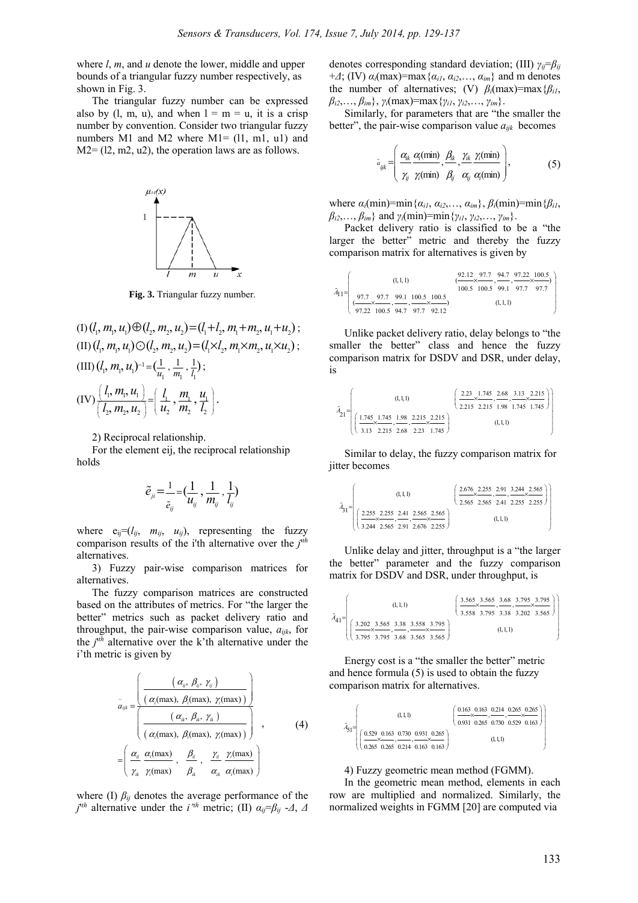where *l*, *m*, and *u* denote the lower, middle and upper bounds of a triangular fuzzy number respectively, as shown in Fig. 3.

The triangular fuzzy number can be expressed also by (l, m, u), and when l = m = u, it is a crisp number by convention. Consider two triangular fuzzy numbers M1 and M2 where M1= (l1, m1, u1) and M2= (l2, m2, u2), the operation laws are as follows.

**Fig. 3.** Triangular fuzzy number.

(I) $(l_1, m_1, u_1) \oplus (l_2, m_2, u_2) = (l_1 + l_2, m_1 + m_2, u_1 + u_2)$;

(II) $(l_1, m_1, u_1) \odot (l_2, m_2, u_2) = (l_1 \times l_2, m_1 \times m_2, u_1 \times u_2)$;

(III) $(l_1, m_1, u_1)^{-1} = (\frac{1}{u_1}, \frac{1}{m_1}, \frac{1}{l_1})$;

(IV) $\frac{(l_1, m_1, u_1)}{(l_2, m_2, u_2)} = \left(\frac{l_1}{u_2}, \frac{m_1}{m_2}, \frac{u_1}{l_2}\right)$.

2) Reciprocal relationship.

For the element eij, the reciprocal relationship holds

$$\tilde{e}_{ji} = \frac{1}{\tilde{e}_{ij}} = (\frac{1}{u_{ij}}, \frac{1}{m_{ij}}, \frac{1}{l_{ij}})$$

where $e_{ij}=(l_{ij}, m_{ij}, u_{ij})$, representing the fuzzy comparison results of the i'th alternative over the $j^{th}$ alternatives.

3) Fuzzy pair-wise comparison matrices for alternatives.

The fuzzy comparison matrices are constructed based on the attributes of metrics. For "the larger the better" metrics such as packet delivery ratio and throughput, the pair-wise comparison value, $a_{ijk}$, for the $j^{th}$ alternative over the k'th alternative under the i'th metric is given by

$$\tilde{a}_{ijk} = \left( \frac{\left( \frac{(\alpha_{ij}, \beta_{ij}, \gamma_{ij})}{(\alpha_i(\max), \beta_i(\max), \gamma_i(\max))} \right)}{\left( \frac{(\alpha_{ik}, \beta_{ik}, \gamma_{ik})}{(\alpha_i(\max), \beta_i(\max), \gamma_i(\max))} \right)} \right) = \left( \frac{\alpha_{ij}}{\gamma_{ik}} \frac{\alpha_i(\max)}{\gamma_i(\max)}, \frac{\beta_{ij}}{\beta_{ik}}, \frac{\gamma_{ij}}{\alpha_{ik}} \frac{\gamma_i(\max)}{\alpha_i(\max)} \right), \quad (4)$$

where (I) $\beta_{ij}$ denotes the average performance of the $j^{th}$ alternative under the $i^{th}$ metric; (II) $\alpha_{ij}=\beta_{ij} - \Delta$, $\Delta$ denotes corresponding standard deviation; (III) $\gamma_{ij}=\beta_{ij} + \Delta$; (IV) $\alpha_i(\max)=\max\{\alpha_{i1}, \alpha_{i2}, \ldots, \alpha_{im}\}$ and m denotes the number of alternatives; (V) $\beta_i(\max)=\max\{\beta_{i1}, \beta_{i2}, \ldots, \beta_{im}\}$, $\gamma_i(\max)=\max\{\gamma_{i1}, \gamma_{i2}, \ldots, \gamma_{im}\}$.

Similarly, for parameters that are "the smaller the better", the pair-wise comparison value $a_{ijk}$ becomes

$$\tilde{a}_{ijk} = \left( \frac{\alpha_{ik}}{\gamma_{ij}} \frac{\alpha_i(\min)}{\gamma_i(\min)}, \frac{\beta_{ik}}{\beta_{ij}}, \frac{\gamma_{ik}}{\alpha_{ij}} \frac{\gamma_i(\min)}{\alpha_i(\min)} \right), \quad (5)$$

where $\alpha_i(\min)=\min\{\alpha_{i1}, \alpha_{i2}, \ldots, \alpha_{im}\}$, $\beta_i(\min)=\min\{\beta_{i1}, \beta_{i2}, \ldots, \beta_{im}\}$ and $\gamma_i(\min)=\min\{\gamma_{i1}, \gamma_{i2}, \ldots, \gamma_{im}\}$.

Packet delivery ratio is classified to be a "the larger the better" metric and thereby the fuzzy comparison matrix for alternatives is given by

$$\tilde{A}_{11} = \begin{pmatrix} (1,1,1) & (\frac{92.12}{100.5} \times \frac{97.7}{100.5}, \frac{94.7}{99.1}, \frac{97.22}{97.7} \times \frac{100.5}{97.7}) \\ (\frac{97.7}{97.22} \times \frac{97.7}{100.5}, \frac{99.1}{94.7}, \frac{100.5}{97.7} \times \frac{100.5}{92.12}) & (1,1,1) \end{pmatrix}$$

Unlike packet delivery ratio, delay belongs to "the smaller the better" class and hence the fuzzy comparison matrix for DSDV and DSR, under delay, is

$$\tilde{A}_{21} = \begin{pmatrix} (1,1,1) & \left(\frac{2.23}{2.215} \times \frac{1.745}{2.215}, \frac{2.68}{1.98}, \frac{3.13}{1.745} \times \frac{2.215}{1.745}\right) \\ \left(\frac{1.745}{3.13} \times \frac{1.745}{2.215}, \frac{1.98}{2.68}, \frac{2.215}{2.23} \times \frac{2.215}{1.745}\right) & (1,1,1) \end{pmatrix}$$

Similar to delay, the fuzzy comparison matrix for jitter becomes

$$\tilde{A}_{31} = \begin{pmatrix} (1,1,1) & \left(\frac{2.676}{2.565} \times \frac{2.255}{2.565}, \frac{2.91}{2.41}, \frac{3.244}{2.255} \times \frac{2.565}{2.255}\right) \\ \left(\frac{2.255}{3.244} \times \frac{2.255}{2.565}, \frac{2.41}{2.91}, \frac{2.565}{2.676} \times \frac{2.565}{2.255}\right) & (1,1,1) \end{pmatrix}$$

Unlike delay and jitter, throughput is a "the larger the better" parameter and the fuzzy comparison matrix for DSDV and DSR, under throughput, is

$$\tilde{A}_{41} = \begin{pmatrix} (1,1,1) & \left(\frac{3.565}{3.558} \times \frac{3.565}{3.795}, \frac{3.68}{3.38}, \frac{3.795}{3.202} \times \frac{3.795}{3.565}\right) \\ \left(\frac{3.202}{3.795} \times \frac{3.565}{3.795}, \frac{3.38}{3.68}, \frac{3.558}{3.565} \times \frac{3.795}{3.565}\right) & (1,1,1) \end{pmatrix}$$

Energy cost is a "the smaller the better" metric and hence formula (5) is used to obtain the fuzzy comparison matrix for alternatives.

$$\tilde{A}_{51} = \begin{pmatrix} (1,1,1) & \left(\frac{0.163}{0.931} \times \frac{0.163}{0.265}, \frac{0.214}{0.730}, \frac{0.265}{0.529} \times \frac{0.265}{0.163}\right) \\ \left(\frac{0.529}{0.265} \times \frac{0.163}{0.265}, \frac{0.730}{0.214}, \frac{0.931}{0.163} \times \frac{0.265}{0.163}\right) & (1,1,1) \end{pmatrix}$$

4) Fuzzy geometric mean method (FGMM).

In the geometric mean method, elements in each row are multiplied and normalized. Similarly, the normalized weights in FGMM [20] are computed via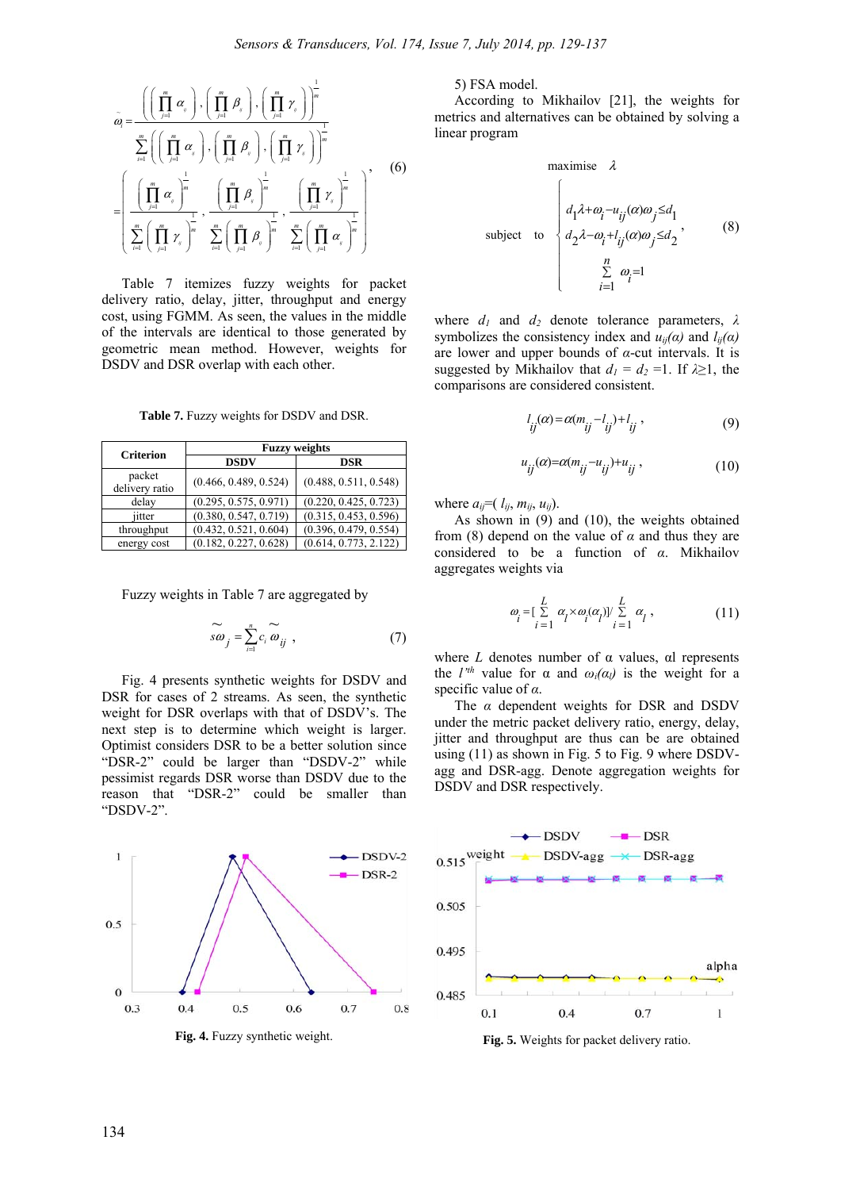$$\tilde{\omega}_i = \frac{\left(\left(\prod_{j=1}^{m}\alpha_{ij}\right),\left(\prod_{j=1}^{m}\beta_{ij}\right),\left(\prod_{j=1}^{m}\gamma_{ij}\right)\right)^{\frac{1}{m}}}{\sum_{i=1}^{m}\left(\left(\prod_{j=1}^{m}\alpha_{ij}\right),\left(\prod_{j=1}^{m}\beta_{ij}\right),\left(\prod_{j=1}^{m}\gamma_{ij}\right)\right)^{\frac{1}{m}}}$$

$$= \left(\frac{\left(\prod_{j=1}^{m}\alpha_{ij}\right)^{\frac{1}{m}}}{\sum_{i=1}^{m}\left(\prod_{j=1}^{m}\gamma_{ij}\right)^{\frac{1}{m}}},\frac{\left(\prod_{j=1}^{m}\beta_{ij}\right)^{\frac{1}{m}}}{\sum_{i=1}^{m}\left(\prod_{j=1}^{m}\beta_{ij}\right)^{\frac{1}{m}}},\frac{\left(\prod_{j=1}^{m}\gamma_{ij}\right)^{\frac{1}{m}}}{\sum_{i=1}^{m}\left(\prod_{j=1}^{m}\alpha_{ij}\right)^{\frac{1}{m}}}\right), \quad (6)$$

Table 7 itemizes fuzzy weights for packet delivery ratio, delay, jitter, throughput and energy cost, using FGMM. As seen, the values in the middle of the intervals are identical to those generated by geometric mean method. However, weights for DSDV and DSR overlap with each other.

**Table 7.** Fuzzy weights for DSDV and DSR.

| Criterion | Fuzzy weights | |
|---|---|---|
| | DSDV | DSR |
| packet delivery ratio | (0.466, 0.489, 0.524) | (0.488, 0.511, 0.548) |
| delay | (0.295, 0.575, 0.971) | (0.220, 0.425, 0.723) |
| jitter | (0.380, 0.547, 0.719) | (0.315, 0.453, 0.596) |
| throughput | (0.432, 0.521, 0.604) | (0.396, 0.479, 0.554) |
| energy cost | (0.182, 0.227, 0.628) | (0.614, 0.773, 2.122) |

Fuzzy weights in Table 7 are aggregated by

$$\tilde{s\omega}_j = \sum_{i=1}^{n} c_i \tilde{\omega}_{ij}, \quad (7)$$

Fig. 4 presents synthetic weights for DSDV and DSR for cases of 2 streams. As seen, the synthetic weight for DSR overlaps with that of DSDV's. The next step is to determine which weight is larger. Optimist considers DSR to be a better solution since "DSR-2" could be larger than "DSDV-2" while pessimist regards DSR worse than DSDV due to the reason that "DSR-2" could be smaller than "DSDV-2".

**Fig. 4.** Fuzzy synthetic weight.

5) FSA model.

According to Mikhailov [21], the weights for metrics and alternatives can be obtained by solving a linear program

$$\text{maximise} \quad \lambda$$

$$\text{subject to} \quad \begin{cases} d_1\lambda + \omega_i - u_{ij}(\alpha)\omega_j \le d_1 \\ d_2\lambda - \omega_i + l_{ij}(\alpha)\omega_j \le d_2 \\ \sum_{i=1}^{n} \omega_i = 1 \end{cases}, \quad (8)$$

where $d_1$ and $d_2$ denote tolerance parameters, $\lambda$ symbolizes the consistency index and $u_{ij}(\alpha)$ and $l_{ij}(\alpha)$ are lower and upper bounds of $\alpha$-cut intervals. It is suggested by Mikhailov that $d_1 = d_2 = 1$. If $\lambda \ge 1$, the comparisons are considered consistent.

$$l_{ij}(\alpha) = \alpha(m_{ij} - l_{ij}) + l_{ij}, \quad (9)$$

$$u_{ij}(\alpha) = \alpha(m_{ij} - u_{ij}) + u_{ij}, \quad (10)$$

where $a_{ij} = (l_{ij}, m_{ij}, u_{ij})$.

As shown in (9) and (10), the weights obtained from (8) depend on the value of $\alpha$ and thus they are considered to be a function of $\alpha$. Mikhailov aggregates weights via

$$\omega_i = \left[\sum_{i=1}^{L} \alpha_l \times \omega_i(\alpha_l)\right] / \sum_{i=1}^{L} \alpha_l, \quad (11)$$

where $L$ denotes number of α values, αl represents the $l'^{th}$ value for α and $\omega_i(\alpha_l)$ is the weight for a specific value of $\alpha$.

The $\alpha$ dependent weights for DSR and DSDV under the metric packet delivery ratio, energy, delay, jitter and throughput are thus can be obtained by using (11) as shown in Fig. 5 to Fig. 9 where DSDV-agg and DSR-agg. Denote aggregation weights for DSDV and DSR respectively.

**Fig. 5.** Weights for packet delivery ratio.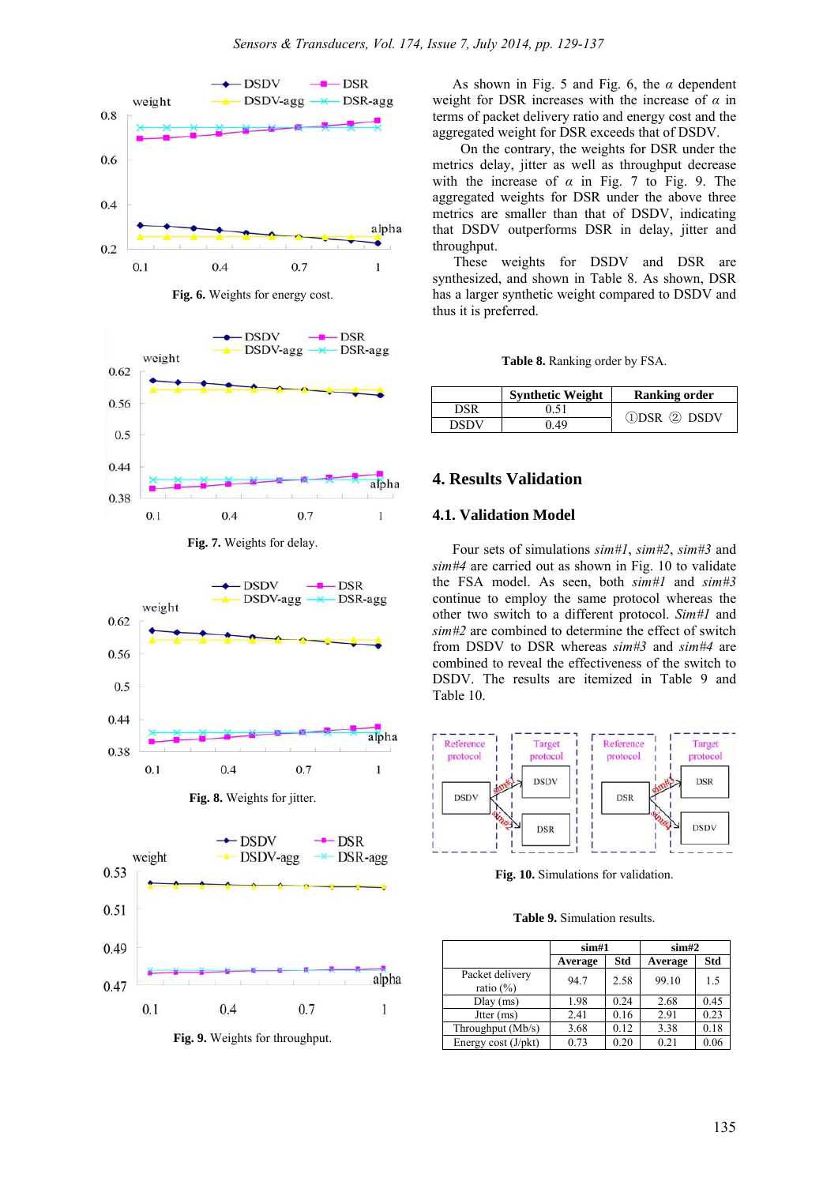Fig. 6. Weights for energy cost.

Fig. 7. Weights for delay.

Fig. 8. Weights for jitter.

Fig. 9. Weights for throughput.

As shown in Fig. 5 and Fig. 6, the $\alpha$ dependent weight for DSR increases with the increase of $\alpha$ in terms of packet delivery ratio and energy cost and the aggregated weight for DSR exceeds that of DSDV.

On the contrary, the weights for DSR under the metrics delay, jitter as well as throughput decrease with the increase of $\alpha$ in Fig. 7 to Fig. 9. The aggregated weights for DSR under the above three metrics are smaller than that of DSDV, indicating that DSDV outperforms DSR in delay, jitter and throughput.

These weights for DSDV and DSR are synthesized, and shown in Table 8. As shown, DSR has a larger synthetic weight compared to DSDV and thus it is preferred.

**Table 8.** Ranking order by FSA.

| | Synthetic Weight | Ranking order |
|---|---|---|
| DSR | 0.51 | ①DSR ② DSDV |
| DSDV | 0.49 | |

## 4. Results Validation

### 4.1. Validation Model

Four sets of simulations *sim#1*, *sim#2*, *sim#3* and *sim#4* are carried out as shown in Fig. 10 to validate the FSA model. As seen, both *sim#1* and *sim#3* continue to employ the same protocol whereas the other two switch to a different protocol. *Sim#1* and *sim#2* are combined to determine the effect of switch from DSDV to DSR whereas *sim#3* and *sim#4* are combined to reveal the effectiveness of the switch to DSDV. The results are itemized in Table 9 and Table 10.

**Fig. 10.** Simulations for validation.

**Table 9.** Simulation results.

| | sim#1 | | sim#2 | |
|---|---|---|---|---|
| | Average | Std | Average | Std |
| Packet delivery ratio (%) | 94.7 | 2.58 | 99.10 | 1.5 |
| Dlay (ms) | 1.98 | 0.24 | 2.68 | 0.45 |
| Jtter (ms) | 2.41 | 0.16 | 2.91 | 0.23 |
| Throughput (Mb/s) | 3.68 | 0.12 | 3.38 | 0.18 |
| Energy cost (J/pkt) | 0.73 | 0.20 | 0.21 | 0.06 |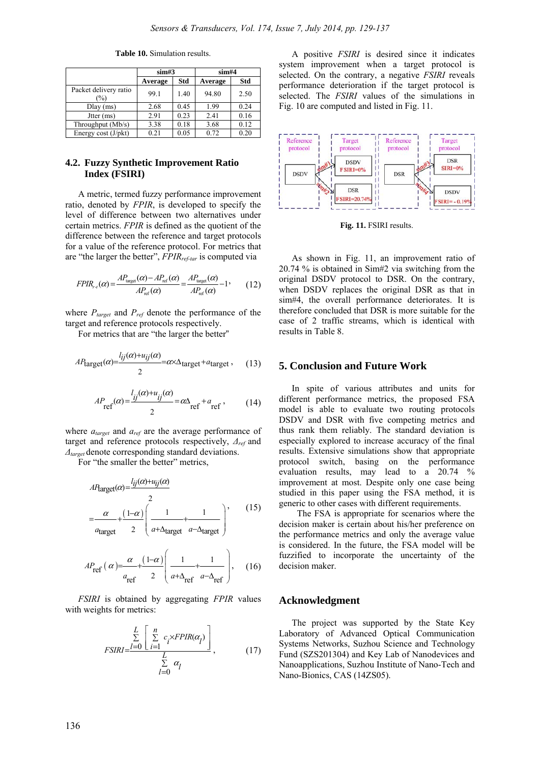**Table 10.** Simulation results.

| | sim#3 | | sim#4 | |
|---|---|---|---|---|
| | Average | Std | Average | Std |
| Packet delivery ratio (%) | 99.1 | 1.40 | 94.80 | 2.50 |
| Dlay (ms) | 2.68 | 0.45 | 1.99 | 0.24 |
| Jtter (ms) | 2.91 | 0.23 | 2.41 | 0.16 |
| Throughput (Mb/s) | 3.38 | 0.18 | 3.68 | 0.12 |
| Energy cost (J/pkt) | 0.21 | 0.05 | 0.72 | 0.20 |

### 4.2. Fuzzy Synthetic Improvement Ratio Index (FSIRI)

A metric, termed fuzzy performance improvement ratio, denoted by *FPIR*, is developed to specify the level of difference between two alternatives under certain metrics. *FPIR* is defined as the quotient of the difference between the reference and target protocols for a value of the reference protocol. For metrics that are "the larger the better", $FPIR_{ref\text{-}tar}$ is computed via

$$FPIR_{r\text{-}t}(\alpha)=\frac{AP_{\text{target}}(\alpha)-AP_{\text{ref}}(\alpha)}{AP_{\text{ref}}(\alpha)}=\frac{AP_{\text{target}}(\alpha)}{AP_{\text{ref}}(\alpha)}-1, \quad (12)$$

where $P_{target}$ and $P_{ref}$ denote the performance of the target and reference protocols respectively.

For metrics that are "the larger the better"

$$AP_{\text{target}}(\alpha)=\frac{l_{ij}(\alpha)+u_{ij}(\alpha)}{2}=\alpha\times\Delta_{\text{target}}+a_{\text{target}}, \quad (13)$$

$$AP_{\text{ref}}(\alpha)=\frac{l_{ij}(\alpha)+u_{ij}(\alpha)}{2}=\alpha\Delta_{\text{ref}}+a_{\text{ref}}, \quad (14)$$

where $a_{target}$ and $a_{ref}$ are the average performance of target and reference protocols respectively, $\Delta_{ref}$ and $\Delta_{target}$ denote corresponding standard deviations.

For "the smaller the better" metrics,

$$AP_{\text{target}}(\alpha)=\frac{l_{ij}(\alpha)+u_{ij}(\alpha)}{2}=\frac{\alpha}{a_{\text{target}}}+\frac{(1-\alpha)}{2}\left(\frac{1}{a+\Delta_{\text{target}}}+\frac{1}{a-\Delta_{\text{target}}}\right), \quad (15)$$

$$AP_{\text{ref}}(\alpha)=\frac{\alpha}{a_{\text{ref}}}+\frac{(1-\alpha)}{2}\left(\frac{1}{a+\Delta_{\text{ref}}}+\frac{1}{a-\Delta_{\text{ref}}}\right), \quad (16)$$

*FSIRI* is obtained by aggregating *FPIR* values with weights for metrics:

$$FSIRI=\frac{\sum_{l=0}^{L}\left[\sum_{i=1}^{n}c_i\times FPIR(\alpha_l)\right]}{\sum_{l=0}^{L}\alpha_l}, \quad (17)$$

A positive *FSIRI* is desired since it indicates system improvement when a target protocol is selected. On the contrary, a negative *FSIRI* reveals performance deterioration if the target protocol is selected. The *FSIRI* values of the simulations in Fig. 10 are computed and listed in Fig. 11.

**Fig. 11.** FSIRI results.

As shown in Fig. 11, an improvement ratio of 20.74 % is obtained in Sim#2 via switching from the original DSDV protocol to DSR. On the contrary, when DSDV replaces the original DSR as that in sim#4, the overall performance deteriorates. It is therefore concluded that DSR is more suitable for the case of 2 traffic streams, which is identical with results in Table 8.

## 5. Conclusion and Future Work

In spite of various attributes and units for different performance metrics, the proposed FSA model is able to evaluate two routing protocols DSDV and DSR with five competing metrics and thus rank them reliably. The standard deviation is especially explored to increase accuracy of the final results. Extensive simulations show that appropriate protocol switch, basing on the performance evaluation results, may lead to a 20.74 % improvement at most. Despite only one case being studied in this paper using the FSA method, it is generic to other cases with different requirements.

The FSA is appropriate for scenarios where the decision maker is certain about his/her preference on the performance metrics and only the average value is considered. In the future, the FSA model will be fuzzified to incorporate the uncertainty of the decision maker.

## Acknowledgment

The project was supported by the State Key Laboratory of Advanced Optical Communication Systems Networks, Suzhou Science and Technology Fund (SZS201304) and Key Lab of Nanodevices and Nanoapplications, Suzhou Institute of Nano-Tech and Nano-Bionics, CAS (14ZS05).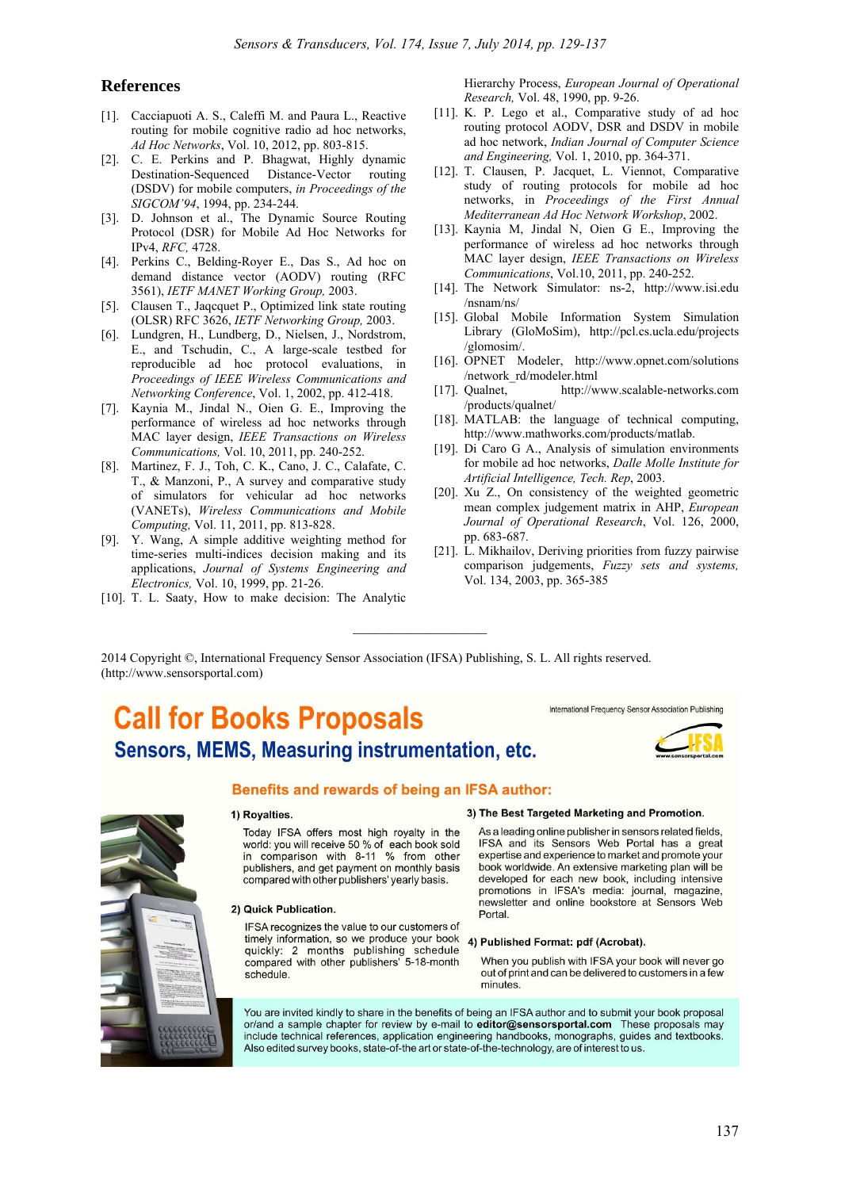## References

[1]. Cacciapuoti A. S., Caleffi M. and Paura L., Reactive routing for mobile cognitive radio ad hoc networks, *Ad Hoc Networks*, Vol. 10, 2012, pp. 803-815.

[2]. C. E. Perkins and P. Bhagwat, Highly dynamic Destination-Sequenced Distance-Vector routing (DSDV) for mobile computers, *in Proceedings of the SIGCOM'94*, 1994, pp. 234-244.

[3]. D. Johnson et al., The Dynamic Source Routing Protocol (DSR) for Mobile Ad Hoc Networks for IPv4, *RFC*, 4728.

[4]. Perkins C., Belding-Royer E., Das S., Ad hoc on demand distance vector (AODV) routing (RFC 3561), *IETF MANET Working Group,* 2003.

[5]. Clausen T., Jaqcquet P., Optimized link state routing (OLSR) RFC 3626, *IETF Networking Group,* 2003.

[6]. Lundgren, H., Lundberg, D., Nielsen, J., Nordstrom, E., and Tschudin, C., A large-scale testbed for reproducible ad hoc protocol evaluations, in *Proceedings of IEEE Wireless Communications and Networking Conference*, Vol. 1, 2002, pp. 412-418.

[7]. Kaynia M., Jindal N., Oien G. E., Improving the performance of wireless ad hoc networks through MAC layer design, *IEEE Transactions on Wireless Communications,* Vol. 10, 2011, pp. 240-252.

[8]. Martinez, F. J., Toh, C. K., Cano, J. C., Calafate, C. T., & Manzoni, P., A survey and comparative study of simulators for vehicular ad hoc networks (VANETs), *Wireless Communications and Mobile Computing,* Vol. 11, 2011, pp. 813-828.

[9]. Y. Wang, A simple additive weighting method for time-series multi-indices decision making and its applications, *Journal of Systems Engineering and Electronics,* Vol. 10, 1999, pp. 21-26.

[10]. T. L. Saaty, How to make decision: The Analytic Hierarchy Process, *European Journal of Operational Research,* Vol. 48, 1990, pp. 9-26.

[11]. K. P. Lego et al., Comparative study of ad hoc routing protocol AODV, DSR and DSDV in mobile ad hoc network, *Indian Journal of Computer Science and Engineering,* Vol. 1, 2010, pp. 364-371.

[12]. T. Clausen, P. Jacquet, L. Viennot, Comparative study of routing protocols for mobile ad hoc networks, in *Proceedings of the First Annual Mediterranean Ad Hoc Network Workshop*, 2002.

[13]. Kaynia M, Jindal N, Oien G E., Improving the performance of wireless ad hoc networks through MAC layer design, *IEEE Transactions on Wireless Communications*, Vol.10, 2011, pp. 240-252.

[14]. The Network Simulator: ns-2, http://www.isi.edu/nsnam/ns/

[15]. Global Mobile Information System Simulation Library (GloMoSim), http://pcl.cs.ucla.edu/projects/glomosim/.

[16]. OPNET Modeler, http://www.opnet.com/solutions/network_rd/modeler.html

[17]. Qualnet, http://www.scalable-networks.com/products/qualnet/

[18]. MATLAB: the language of technical computing, http://www.mathworks.com/products/matlab.

[19]. Di Caro G A., Analysis of simulation environments for mobile ad hoc networks, *Dalle Molle Institute for Artificial Intelligence, Tech. Rep*, 2003.

[20]. Xu Z., On consistency of the weighted geometric mean complex judgement matrix in AHP, *European Journal of Operational Research*, Vol. 126, 2000, pp. 683-687.

[21]. L. Mikhailov, Deriving priorities from fuzzy pairwise comparison judgements, *Fuzzy sets and systems,* Vol. 134, 2003, pp. 365-385

---

2014 Copyright ©, International Frequency Sensor Association (IFSA) Publishing, S. L. All rights reserved. (http://www.sensorsportal.com)

# Call for Books Proposals

## Sensors, MEMS, Measuring instrumentation, etc.

International Frequency Sensor Association Publishing

### Benefits and rewards of being an IFSA author:

**1) Royalties.**

Today IFSA offers most high royalty in the world: you will receive 50 % of each book sold in comparison with 8-11 % from other publishers, and get payment on monthly basis compared with other publishers' yearly basis.

**2) Quick Publication.**

IFSA recognizes the value to our customers of timely information, so we produce your book quickly: 2 months publishing schedule compared with other publishers' 5-18-month schedule.

**3) The Best Targeted Marketing and Promotion.**

As a leading online publisher in sensors related fields, IFSA and its Sensors Web Portal has a great expertise and experience to market and promote your book worldwide. An extensive marketing plan will be developed for each new book, including intensive promotions in IFSA's media: journal, magazine, newsletter and online bookstore at Sensors Web Portal.

**4) Published Format: pdf (Acrobat).**

When you publish with IFSA your book will never go out of print and can be delivered to customers in a few minutes.

You are invited kindly to share in the benefits of being an IFSA author and to submit your book proposal or/and a sample chapter for review by e-mail to **editor@sensorsportal.com** These proposals may include technical references, application engineering handbooks, monographs, guides and textbooks. Also edited survey books, state-of-the art or state-of-the-technology, are of interest to us.